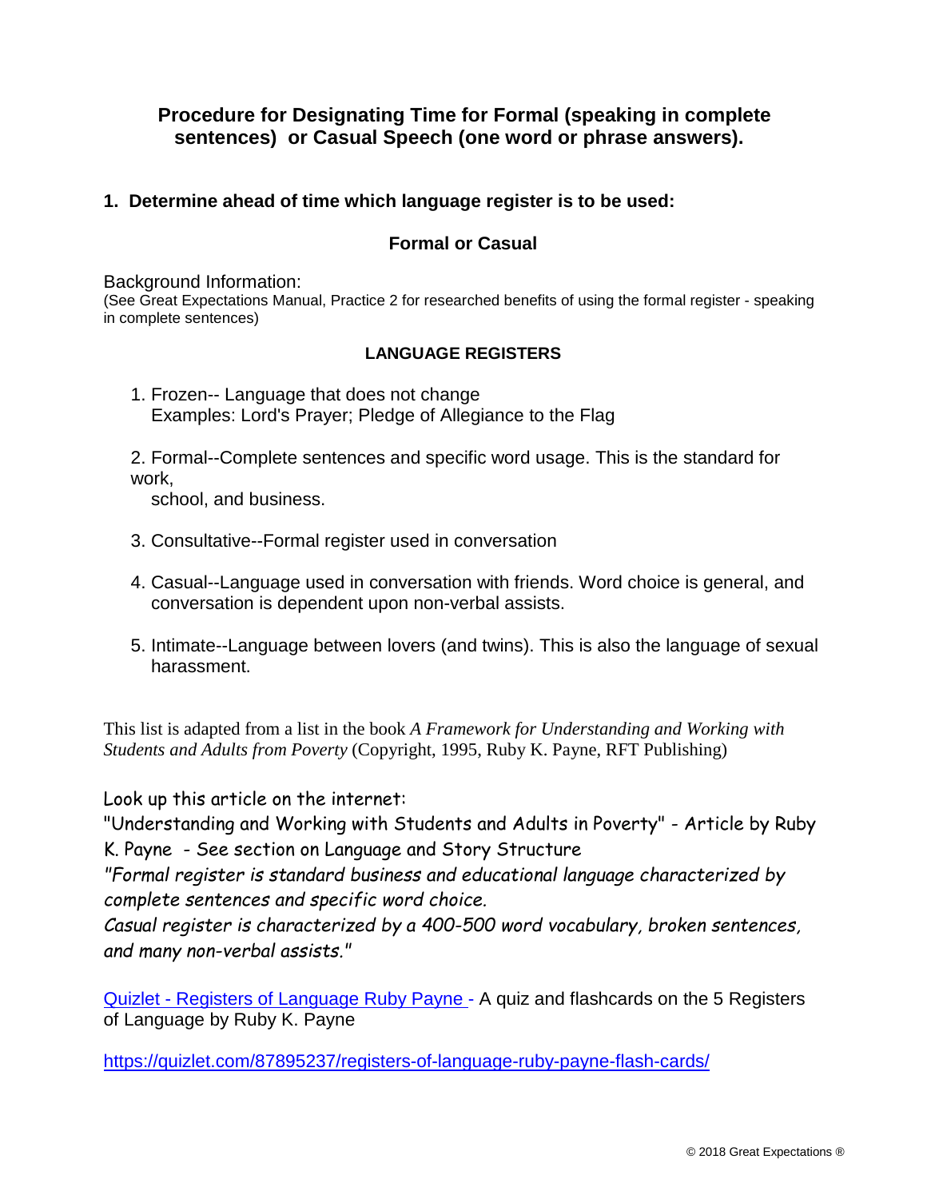# Procedure for Designating Time for Formal (speaking in complete sentences) or Casual Speech (one word or phrase answers).

## 1. Determine ahead of time which language register is to be used:

### Formal or Casual

Background Information:
(See Great Expectations Manual, Practice 2 for researched benefits of using the formal register - speaking in complete sentences)

**LANGUAGE REGISTERS**

1. Frozen-- Language that does not change
   Examples: Lord's Prayer; Pledge of Allegiance to the Flag

2. Formal--Complete sentences and specific word usage. This is the standard for work,
   school, and business.

3. Consultative--Formal register used in conversation

4. Casual--Language used in conversation with friends. Word choice is general, and conversation is dependent upon non-verbal assists.

5. Intimate--Language between lovers (and twins). This is also the language of sexual harassment.

This list is adapted from a list in the book *A Framework for Understanding and Working with Students and Adults from Poverty* (Copyright, 1995, Ruby K. Payne, RFT Publishing)

Look up this article on the internet:
"Understanding and Working with Students and Adults in Poverty" - Article by Ruby K. Payne - See section on Language and Story Structure
*"Formal register is standard business and educational language characterized by complete sentences and specific word choice.*
*Casual register is characterized by a 400-500 word vocabulary, broken sentences, and many non-verbal assists."*

[Quizlet - Registers of Language Ruby Payne -](https://quizlet.com/87895237/registers-of-language-ruby-payne-flash-cards/) A quiz and flashcards on the 5 Registers of Language by Ruby K. Payne

https://quizlet.com/87895237/registers-of-language-ruby-payne-flash-cards/

© 2018 Great Expectations ®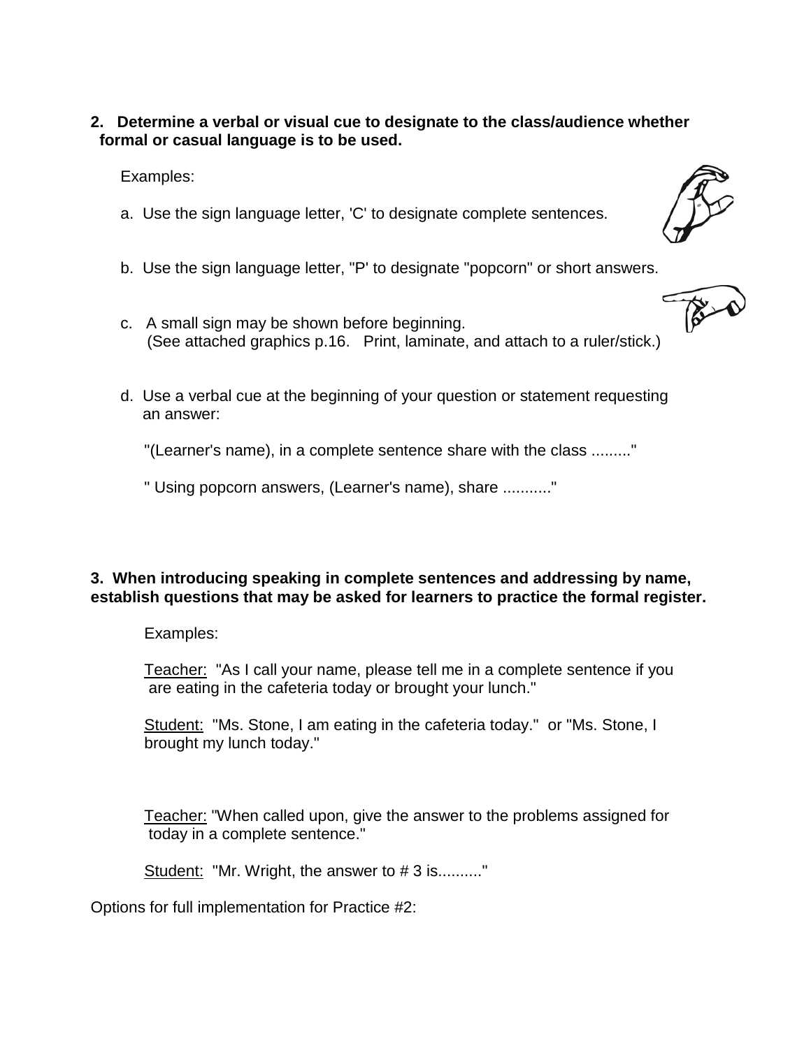**2. Determine a verbal or visual cue to designate to the class/audience whether formal or casual language is to be used.**

Examples:

a. Use the sign language letter, 'C' to designate complete sentences.

b. Use the sign language letter, "P' to designate "popcorn" or short answers.

c. A small sign may be shown before beginning. (See attached graphics p.16. Print, laminate, and attach to a ruler/stick.)

d. Use a verbal cue at the beginning of your question or statement requesting an answer:

"(Learner's name), in a complete sentence share with the class ........."

" Using popcorn answers, (Learner's name), share ..........."

**3. When introducing speaking in complete sentences and addressing by name, establish questions that may be asked for learners to practice the formal register.**

Examples:

Teacher: "As I call your name, please tell me in a complete sentence if you are eating in the cafeteria today or brought your lunch."

Student: "Ms. Stone, I am eating in the cafeteria today." or "Ms. Stone, I brought my lunch today."

Teacher: "When called upon, give the answer to the problems assigned for today in a complete sentence."

Student: "Mr. Wright, the answer to # 3 is.........."

Options for full implementation for Practice #2: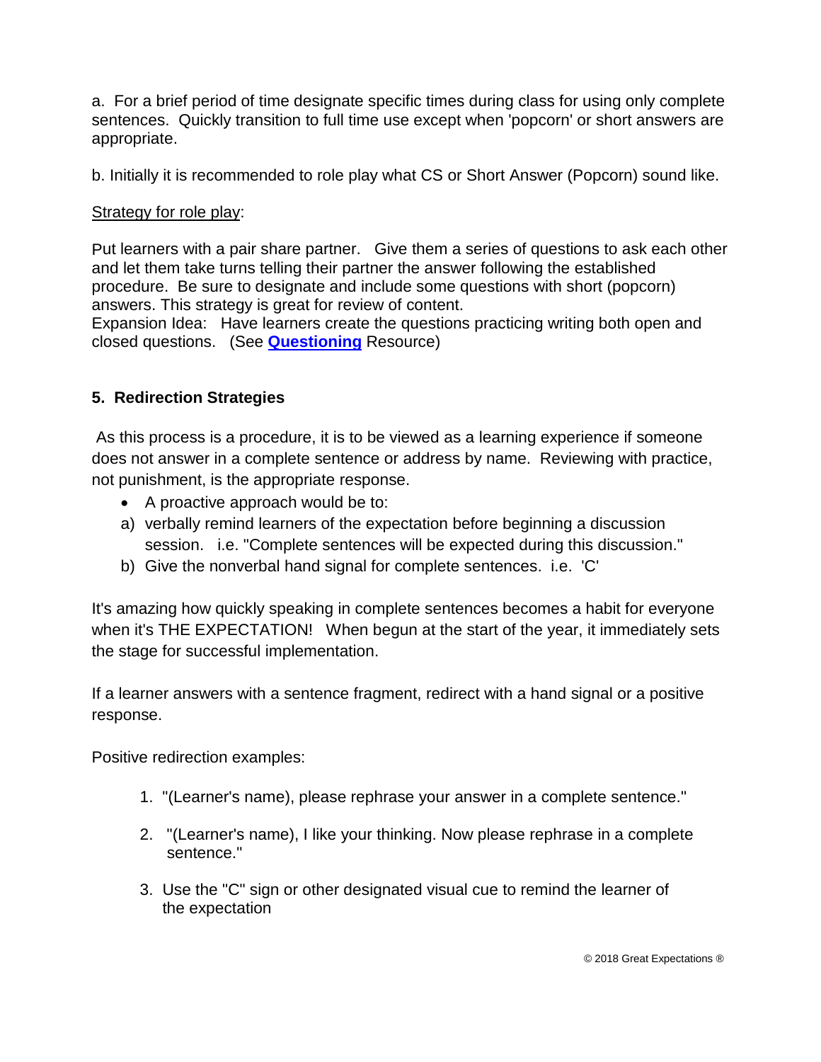a. For a brief period of time designate specific times during class for using only complete sentences. Quickly transition to full time use except when 'popcorn' or short answers are appropriate.

b. Initially it is recommended to role play what CS or Short Answer (Popcorn) sound like.

Strategy for role play:

Put learners with a pair share partner. Give them a series of questions to ask each other and let them take turns telling their partner the answer following the established procedure. Be sure to designate and include some questions with short (popcorn) answers. This strategy is great for review of content.
Expansion Idea: Have learners create the questions practicing writing both open and closed questions. (See **Questioning** Resource)

## 5. Redirection Strategies

As this process is a procedure, it is to be viewed as a learning experience if someone does not answer in a complete sentence or address by name. Reviewing with practice, not punishment, is the appropriate response.

- A proactive approach would be to:

a) verbally remind learners of the expectation before beginning a discussion session. i.e. "Complete sentences will be expected during this discussion."
b) Give the nonverbal hand signal for complete sentences. i.e. 'C'

It's amazing how quickly speaking in complete sentences becomes a habit for everyone when it's THE EXPECTATION! When begun at the start of the year, it immediately sets the stage for successful implementation.

If a learner answers with a sentence fragment, redirect with a hand signal or a positive response.

Positive redirection examples:

1. "(Learner's name), please rephrase your answer in a complete sentence."
2. "(Learner's name), I like your thinking. Now please rephrase in a complete sentence."
3. Use the "C" sign or other designated visual cue to remind the learner of the expectation

© 2018 Great Expectations ®